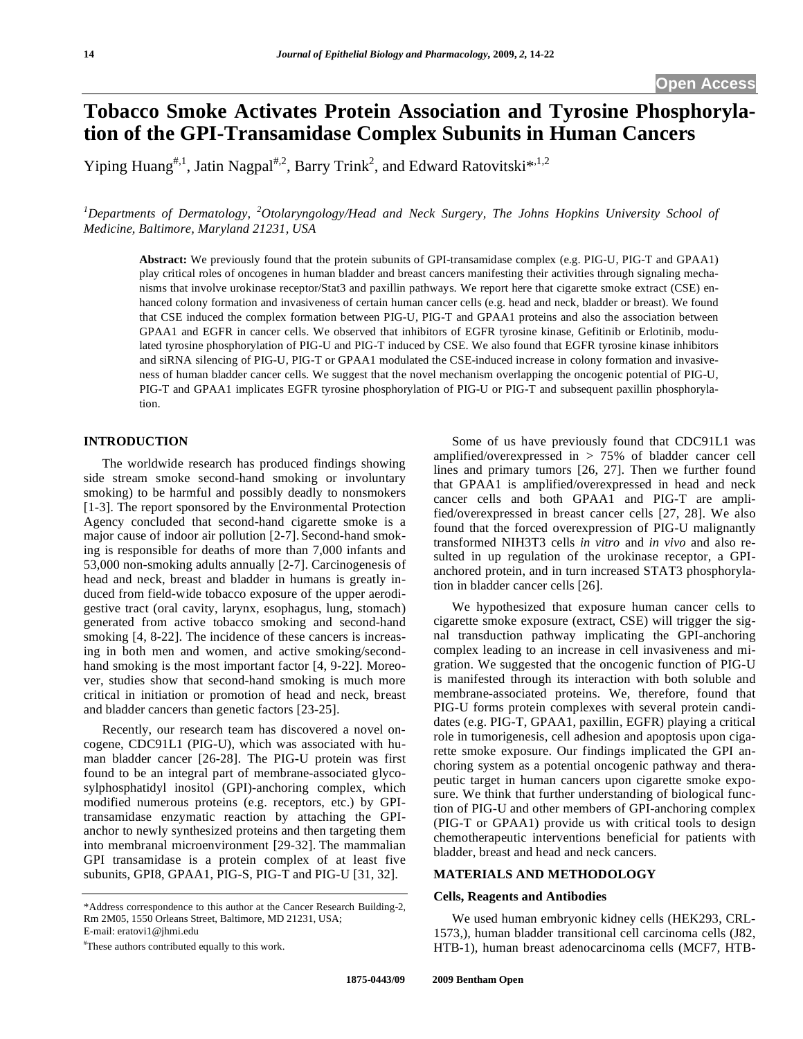Open Access

# Tobacco Smoke Activates Protein Association and Tyrosine Phosphorylation of the GPI-Transamidase Complex Subunits in Human Cancers

Yiping Huang[#,1], Jatin Nagpal[#,2], Barry Trink[2], and Edward Ratovitski*[,1,2]

[1]Departments of Dermatology, [2]Otolaryngology/Head and Neck Surgery, The Johns Hopkins University School of Medicine, Baltimore, Maryland 21231, USA

**Abstract:** We previously found that the protein subunits of GPI-transamidase complex (e.g. PIG-U, PIG-T and GPAA1) play critical roles of oncogenes in human bladder and breast cancers manifesting their activities through signaling mechanisms that involve urokinase receptor/Stat3 and paxillin pathways. We report here that cigarette smoke extract (CSE) enhanced colony formation and invasiveness of certain human cancer cells (e.g. head and neck, bladder or breast). We found that CSE induced the complex formation between PIG-U, PIG-T and GPAA1 proteins and also the association between GPAA1 and EGFR in cancer cells. We observed that inhibitors of EGFR tyrosine kinase, Gefitinib or Erlotinib, modulated tyrosine phosphorylation of PIG-U and PIG-T induced by CSE. We also found that EGFR tyrosine kinase inhibitors and siRNA silencing of PIG-U, PIG-T or GPAA1 modulated the CSE-induced increase in colony formation and invasiveness of human bladder cancer cells. We suggest that the novel mechanism overlapping the oncogenic potential of PIG-U, PIG-T and GPAA1 implicates EGFR tyrosine phosphorylation of PIG-U or PIG-T and subsequent paxillin phosphorylation.

## INTRODUCTION

The worldwide research has produced findings showing side stream smoke second-hand smoking or involuntary smoking) to be harmful and possibly deadly to nonsmokers [1-3]. The report sponsored by the Environmental Protection Agency concluded that second-hand cigarette smoke is a major cause of indoor air pollution [2-7]. Second-hand smoking is responsible for deaths of more than 7,000 infants and 53,000 non-smoking adults annually [2-7]. Carcinogenesis of head and neck, breast and bladder in humans is greatly induced from field-wide tobacco exposure of the upper aerodigestive tract (oral cavity, larynx, esophagus, lung, stomach) generated from active tobacco smoking and second-hand smoking [4, 8-22]. The incidence of these cancers is increasing in both men and women, and active smoking/second-hand smoking is the most important factor [4, 9-22]. Moreover, studies show that second-hand smoking is much more critical in initiation or promotion of head and neck, breast and bladder cancers than genetic factors [23-25].

Recently, our research team has discovered a novel oncogene, CDC91L1 (PIG-U), which was associated with human bladder cancer [26-28]. The PIG-U protein was first found to be an integral part of membrane-associated glycosylphosphatidyl inositol (GPI)-anchoring complex, which modified numerous proteins (e.g. receptors, etc.) by GPI-transamidase enzymatic reaction by attaching the GPI-anchor to newly synthesized proteins and then targeting them into membranal microenvironment [29-32]. The mammalian GPI transamidase is a protein complex of at least five subunits, GPI8, GPAA1, PIG-S, PIG-T and PIG-U [31, 32].

Some of us have previously found that CDC91L1 was amplified/overexpressed in > 75% of bladder cancer cell lines and primary tumors [26, 27]. Then we further found that GPAA1 is amplified/overexpressed in head and neck cancer cells and both GPAA1 and PIG-T are amplified/overexpressed in breast cancer cells [27, 28]. We also found that the forced overexpression of PIG-U malignantly transformed NIH3T3 cells *in vitro* and *in vivo* and also resulted in up regulation of the urokinase receptor, a GPI-anchored protein, and in turn increased STAT3 phosphorylation in bladder cancer cells [26].

We hypothesized that exposure human cancer cells to cigarette smoke exposure (extract, CSE) will trigger the signal transduction pathway implicating the GPI-anchoring complex leading to an increase in cell invasiveness and migration. We suggested that the oncogenic function of PIG-U is manifested through its interaction with both soluble and membrane-associated proteins. We, therefore, found that PIG-U forms protein complexes with several protein candidates (e.g. PIG-T, GPAA1, paxillin, EGFR) playing a critical role in tumorigenesis, cell adhesion and apoptosis upon cigarette smoke exposure. Our findings implicated the GPI anchoring system as a potential oncogenic pathway and therapeutic target in human cancers upon cigarette smoke exposure. We think that further understanding of biological function of PIG-U and other members of GPI-anchoring complex (PIG-T or GPAA1) provide us with critical tools to design chemotherapeutic interventions beneficial for patients with bladder, breast and head and neck cancers.

## MATERIALS AND METHODOLOGY

### Cells, Reagents and Antibodies

We used human embryonic kidney cells (HEK293, CRL-1573,), human bladder transitional cell carcinoma cells (J82, HTB-1), human breast adenocarcinoma cells (MCF7, HTB-

*Address correspondence to this author at the Cancer Research Building-2, Rm 2M05, 1550 Orleans Street, Baltimore, MD 21231, USA; E-mail: eratovi1@jhmi.edu

[#]These authors contributed equally to this work.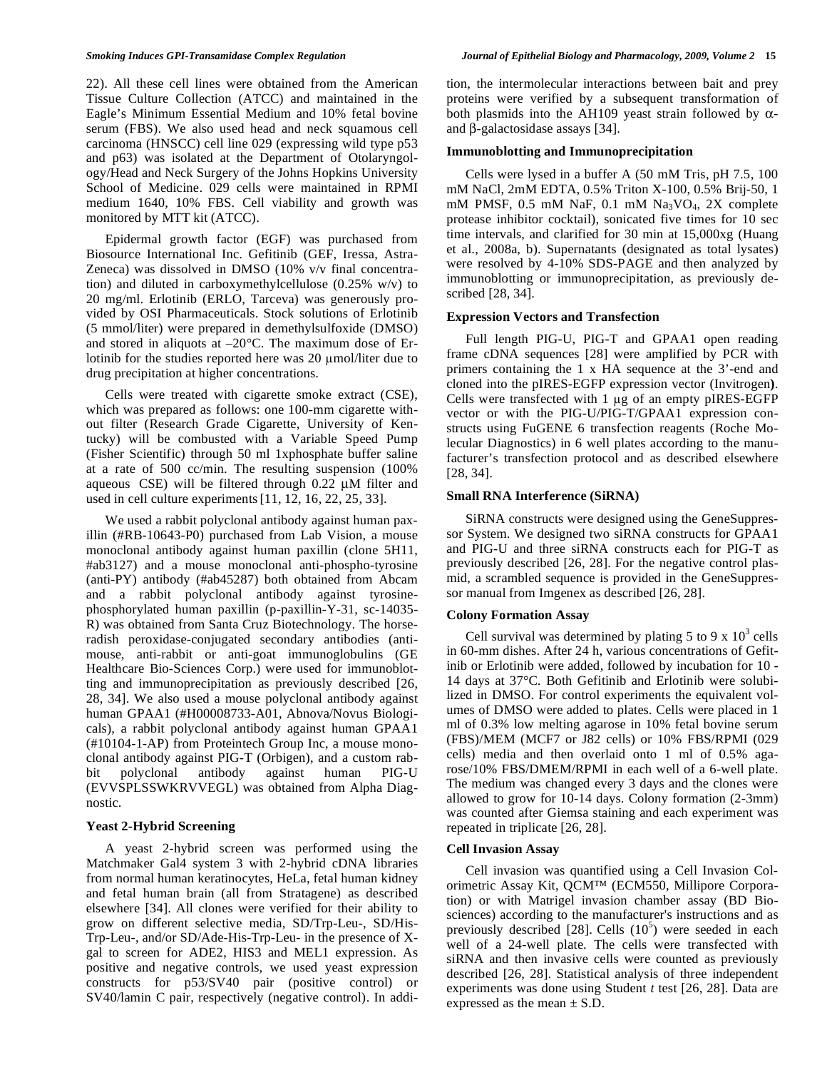22). All these cell lines were obtained from the American Tissue Culture Collection (ATCC) and maintained in the Eagle's Minimum Essential Medium and 10% fetal bovine serum (FBS). We also used head and neck squamous cell carcinoma (HNSCC) cell line 029 (expressing wild type p53 and p63) was isolated at the Department of Otolaryngology/Head and Neck Surgery of the Johns Hopkins University School of Medicine. 029 cells were maintained in RPMI medium 1640, 10% FBS. Cell viability and growth was monitored by MTT kit (ATCC).

Epidermal growth factor (EGF) was purchased from Biosource International Inc. Gefitinib (GEF, Iressa, AstraZeneca) was dissolved in DMSO (10% v/v final concentration) and diluted in carboxymethylcellulose (0.25% w/v) to 20 mg/ml. Erlotinib (ERLO, Tarceva) was generously provided by OSI Pharmaceuticals. Stock solutions of Erlotinib (5 mmol/liter) were prepared in demethylsulfoxide (DMSO) and stored in aliquots at –20°C. The maximum dose of Erlotinib for the studies reported here was 20 μmol/liter due to drug precipitation at higher concentrations.

Cells were treated with cigarette smoke extract (CSE), which was prepared as follows: one 100-mm cigarette without filter (Research Grade Cigarette, University of Kentucky) will be combusted with a Variable Speed Pump (Fisher Scientific) through 50 ml 1xphosphate buffer saline at a rate of 500 cc/min. The resulting suspension (100% aqueous CSE) will be filtered through 0.22 μM filter and used in cell culture experiments [11, 12, 16, 22, 25, 33].

We used a rabbit polyclonal antibody against human paxillin (#RB-10643-P0) purchased from Lab Vision, a mouse monoclonal antibody against human paxillin (clone 5H11, #ab3127) and a mouse monoclonal anti-phospho-tyrosine (anti-PY) antibody (#ab45287) both obtained from Abcam and a rabbit polyclonal antibody against tyrosine-phosphorylated human paxillin (p-paxillin-Y-31, sc-14035-R) was obtained from Santa Cruz Biotechnology. The horseradish peroxidase-conjugated secondary antibodies (anti-mouse, anti-rabbit or anti-goat immunoglobulins (GE Healthcare Bio-Sciences Corp.) were used for immunoblotting and immunoprecipitation as previously described [26, 28, 34]. We also used a mouse polyclonal antibody against human GPAA1 (#H00008733-A01, Abnova/Novus Biologicals), a rabbit polyclonal antibody against human GPAA1 (#10104-1-AP) from Proteintech Group Inc, a mouse monoclonal antibody against PIG-T (Orbigen), and a custom rabbit polyclonal antibody against human PIG-U (EVVSPLSSWKRVVEGL) was obtained from Alpha Diagnostic.

### Yeast 2-Hybrid Screening

A yeast 2-hybrid screen was performed using the Matchmaker Gal4 system 3 with 2-hybrid cDNA libraries from normal human keratinocytes, HeLa, fetal human kidney and fetal human brain (all from Stratagene) as described elsewhere [34]. All clones were verified for their ability to grow on different selective media, SD/Trp-Leu-, SD/His-Trp-Leu-, and/or SD/Ade-His-Trp-Leu- in the presence of X-gal to screen for ADE2, HIS3 and MEL1 expression. As positive and negative controls, we used yeast expression constructs for p53/SV40 pair (positive control) or SV40/lamin C pair, respectively (negative control). In addition, the intermolecular interactions between bait and prey proteins were verified by a subsequent transformation of both plasmids into the AH109 yeast strain followed by α- and β-galactosidase assays [34].

### Immunoblotting and Immunoprecipitation

Cells were lysed in a buffer A (50 mM Tris, pH 7.5, 100 mM NaCl, 2mM EDTA, 0.5% Triton X-100, 0.5% Brij-50, 1 mM PMSF, 0.5 mM NaF, 0.1 mM $Na_3VO_4$, 2X complete protease inhibitor cocktail), sonicated five times for 10 sec time intervals, and clarified for 30 min at 15,000xg (Huang et al., 2008a, b). Supernatants (designated as total lysates) were resolved by 4-10% SDS-PAGE and then analyzed by immunoblotting or immunoprecipitation, as previously described [28, 34].

### Expression Vectors and Transfection

Full length PIG-U, PIG-T and GPAA1 open reading frame cDNA sequences [28] were amplified by PCR with primers containing the 1 x HA sequence at the 3'-end and cloned into the pIRES-EGFP expression vector (Invitrogen). Cells were transfected with 1 μg of an empty pIRES-EGFP vector or with the PIG-U/PIG-T/GPAA1 expression constructs using FuGENE 6 transfection reagents (Roche Molecular Diagnostics) in 6 well plates according to the manufacturer's transfection protocol and as described elsewhere [28, 34].

### Small RNA Interference (SiRNA)

SiRNA constructs were designed using the GeneSuppressor System. We designed two siRNA constructs for GPAA1 and PIG-U and three siRNA constructs each for PIG-T as previously described [26, 28]. For the negative control plasmid, a scrambled sequence is provided in the GeneSuppressor manual from Imgenex as described [26, 28].

### Colony Formation Assay

Cell survival was determined by plating 5 to 9 x $10^3$ cells in 60-mm dishes. After 24 h, various concentrations of Gefitinib or Erlotinib were added, followed by incubation for 10 - 14 days at 37°C. Both Gefitinib and Erlotinib were solubilized in DMSO. For control experiments the equivalent volumes of DMSO were added to plates. Cells were placed in 1 ml of 0.3% low melting agarose in 10% fetal bovine serum (FBS)/MEM (MCF7 or J82 cells) or 10% FBS/RPMI (029 cells) media and then overlaid onto 1 ml of 0.5% agarose/10% FBS/DMEM/RPMI in each well of a 6-well plate. The medium was changed every 3 days and the clones were allowed to grow for 10-14 days. Colony formation (2-3mm) was counted after Giemsa staining and each experiment was repeated in triplicate [26, 28].

### Cell Invasion Assay

Cell invasion was quantified using a Cell Invasion Colorimetric Assay Kit, QCM™ (ECM550, Millipore Corporation) or with Matrigel invasion chamber assay (BD Biosciences) according to the manufacturer's instructions and as previously described [28]. Cells ($10^5$) were seeded in each well of a 24-well plate. The cells were transfected with siRNA and then invasive cells were counted as previously described [26, 28]. Statistical analysis of three independent experiments was done using Student *t* test [26, 28]. Data are expressed as the mean ± S.D.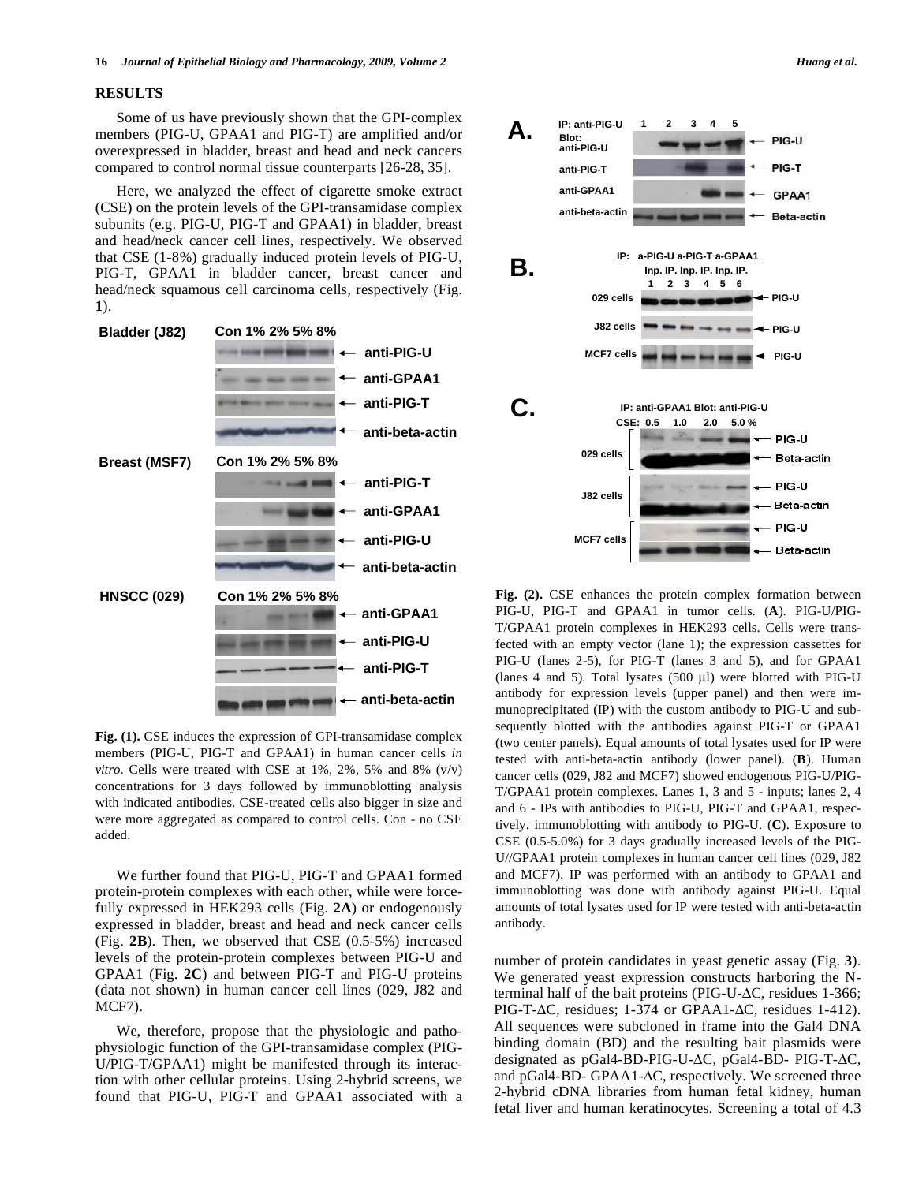## RESULTS

Some of us have previously shown that the GPI-complex members (PIG-U, GPAA1 and PIG-T) are amplified and/or overexpressed in bladder, breast and head and neck cancers compared to control normal tissue counterparts [26-28, 35].

Here, we analyzed the effect of cigarette smoke extract (CSE) on the protein levels of the GPI-transamidase complex subunits (e.g. PIG-U, PIG-T and GPAA1) in bladder, breast and head/neck cancer cell lines, respectively. We observed that CSE (1-8%) gradually induced protein levels of PIG-U, PIG-T, GPAA1 in bladder cancer, breast cancer and head/neck squamous cell carcinoma cells, respectively (Fig. **1**).

**Fig. (1).** CSE induces the expression of GPI-transamidase complex members (PIG-U, PIG-T and GPAA1) in human cancer cells *in vitro*. Cells were treated with CSE at 1%, 2%, 5% and 8% (v/v) concentrations for 3 days followed by immunoblotting analysis with indicated antibodies. CSE-treated cells also bigger in size and were more aggregated as compared to control cells. Con - no CSE added.

We further found that PIG-U, PIG-T and GPAA1 formed protein-protein complexes with each other, while were forcefully expressed in HEK293 cells (Fig. **2A**) or endogenously expressed in bladder, breast and head and neck cancer cells (Fig. **2B**). Then, we observed that CSE (0.5-5%) increased levels of the protein-protein complexes between PIG-U and GPAA1 (Fig. **2C**) and between PIG-T and PIG-U proteins (data not shown) in human cancer cell lines (029, J82 and MCF7).

We, therefore, propose that the physiologic and pathophysiologic function of the GPI-transamidase complex (PIG-U/PIG-T/GPAA1) might be manifested through its interaction with other cellular proteins. Using 2-hybrid screens, we found that PIG-U, PIG-T and GPAA1 associated with a number of protein candidates in yeast genetic assay (Fig. **3**). We generated yeast expression constructs harboring the N-terminal half of the bait proteins (PIG-U-ΔC, residues 1-366; PIG-T-ΔC, residues; 1-374 or GPAA1-ΔC, residues 1-412). All sequences were subcloned in frame into the Gal4 DNA binding domain (BD) and the resulting bait plasmids were designated as pGal4-BD-PIG-U-ΔC, pGal4-BD- PIG-T-ΔC, and pGal4-BD- GPAA1-ΔC, respectively. We screened three 2-hybrid cDNA libraries from human fetal kidney, human fetal liver and human keratinocytes. Screening a total of 4.3

**Fig. (2).** CSE enhances the protein complex formation between PIG-U, PIG-T and GPAA1 in tumor cells. (**A**). PIG-U/PIG-T/GPAA1 protein complexes in HEK293 cells. Cells were transfected with an empty vector (lane 1); the expression cassettes for PIG-U (lanes 2-5), for PIG-T (lanes 3 and 5), and for GPAA1 (lanes 4 and 5). Total lysates (500 μl) were blotted with PIG-U antibody for expression levels (upper panel) and then were immunoprecipitated (IP) with the custom antibody to PIG-U and subsequently blotted with the antibodies against PIG-T or GPAA1 (two center panels). Equal amounts of total lysates used for IP were tested with anti-beta-actin antibody (lower panel). (**B**). Human cancer cells (029, J82 and MCF7) showed endogenous PIG-U/PIG-T/GPAA1 protein complexes. Lanes 1, 3 and 5 - inputs; lanes 2, 4 and 6 - IPs with antibodies to PIG-U, PIG-T and GPAA1, respectively. immunoblotting with antibody to PIG-U. (**C**). Exposure to CSE (0.5-5.0%) for 3 days gradually increased levels of the PIG-U//GPAA1 protein complexes in human cancer cell lines (029, J82 and MCF7). IP was performed with an antibody to GPAA1 and immunoblotting was done with antibody against PIG-U. Equal amounts of total lysates used for IP were tested with anti-beta-actin antibody.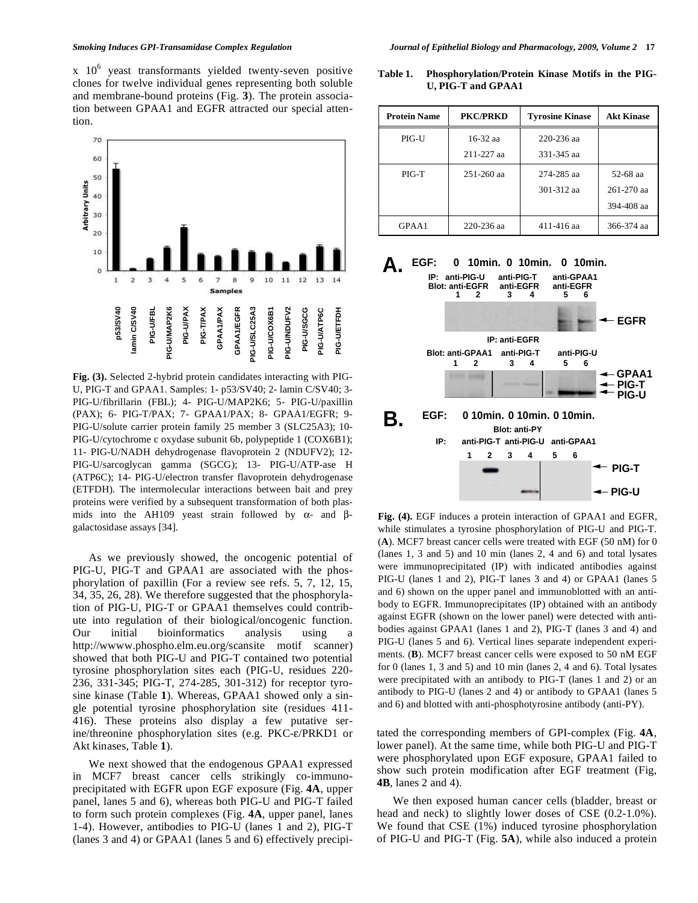x $10^6$ yeast transformants yielded twenty-seven positive clones for twelve individual genes representing both soluble and membrane-bound proteins (Fig. **3**). The protein association between GPAA1 and EGFR attracted our special attention.

**Fig. (3).** Selected 2-hybrid protein candidates interacting with PIG-U, PIG-T and GPAA1. Samples: 1- p53/SV40; 2- lamin C/SV40; 3- PIG-U/fibrillarin (FBL); 4- PIG-U/MAP2K6; 5- PIG-U/paxillin (PAX); 6- PIG-T/PAX; 7- GPAA1/PAX; 8- GPAA1/EGFR; 9- PIG-U/solute carrier protein family 25 member 3 (SLC25A3); 10- PIG-U/cytochrome c oxydase subunit 6b, polypeptide 1 (COX6B1); 11- PIG-U/NADH dehydrogenase flavoprotein 2 (NDUFV2); 12- PIG-U/sarcoglycan gamma (SGCG); 13- PIG-U/ATP-ase H (ATP6C); 14- PIG-U/electron transfer flavoprotein dehydrogenase (ETFDH). The intermolecular interactions between bait and prey proteins were verified by a subsequent transformation of both plasmids into the AH109 yeast strain followed by α- and β-galactosidase assays [34].

As we previously showed, the oncogenic potential of PIG-U, PIG-T and GPAA1 are associated with the phosphorylation of paxillin (For a review see refs. 5, 7, 12, 15, 34, 35, 26, 28). We therefore suggested that the phosphorylation of PIG-U, PIG-T or GPAA1 themselves could contribute into regulation of their biological/oncogenic function. Our initial bioinformatics analysis using a http://wwww.phospho.elm.eu.org/scansite motif scanner) showed that both PIG-U and PIG-T contained two potential tyrosine phosphorylation sites each (PIG-U, residues 220-236, 331-345; PIG-T, 274-285, 301-312) for receptor tyrosine kinase (Table **1**). Whereas, GPAA1 showed only a single potential tyrosine phosphorylation site (residues 411-416). These proteins also display a few putative serine/threonine phosphorylation sites (e.g. PKC-ε/PRKD1 or Akt kinases, Table **1**).

We next showed that the endogenous GPAA1 expressed in MCF7 breast cancer cells strikingly co-immunoprecipitated with EGFR upon EGF exposure (Fig. **4A**, upper panel, lanes 5 and 6), whereas both PIG-U and PIG-T failed to form such protein complexes (Fig. **4A**, upper panel, lanes 1-4). However, antibodies to PIG-U (lanes 1 and 2), PIG-T (lanes 3 and 4) or GPAA1 (lanes 5 and 6) effectively precipitated the corresponding members of GPI-complex (Fig. **4A**, lower panel). At the same time, while both PIG-U and PIG-T were phosphorylated upon EGF exposure, GPAA1 failed to show such protein modification after EGF treatment (Fig, **4B**, lanes 2 and 4).

**Table 1. Phosphorylation/Protein Kinase Motifs in the PIG-U, PIG-T and GPAA1**

| Protein Name | PKC/PRKD | Tyrosine Kinase | Akt Kinase |
|---|---|---|---|
| PIG-U | 16-32 aa<br>211-227 aa | 220-236 aa<br>331-345 aa | |
| PIG-T | 251-260 aa | 274-285 aa<br>301-312 aa | 52-68 aa<br>261-270 aa<br>394-408 aa |
| GPAA1 | 220-236 aa | 411-416 aa | 366-374 aa |

**Fig. (4).** EGF induces a protein interaction of GPAA1 and EGFR, while stimulates a tyrosine phosphorylation of PIG-U and PIG-T. (**A**). MCF7 breast cancer cells were treated with EGF (50 nM) for 0 (lanes 1, 3 and 5) and 10 min (lanes 2, 4 and 6) and total lysates were immunoprecipitated (IP) with indicated antibodies against PIG-U (lanes 1 and 2), PIG-T lanes 3 and 4) or GPAA1 (lanes 5 and 6) shown on the upper panel and immunoblotted with an antibody to EGFR. Immunoprecipitates (IP) obtained with an antibody against EGFR (shown on the lower panel) were detected with antibodies against GPAA1 (lanes 1 and 2), PIG-T (lanes 3 and 4) and PIG-U (lanes 5 and 6). Vertical lines separate independent experiments. (**B**). MCF7 breast cancer cells were exposed to 50 nM EGF for 0 (lanes 1, 3 and 5) and 10 min (lanes 2, 4 and 6). Total lysates were precipitated with an antibody to PIG-T (lanes 1 and 2) or an antibody to PIG-U (lanes 2 and 4) or antibody to GPAA1 (lanes 5 and 6) and blotted with anti-phosphotyrosine antibody (anti-PY).

We then exposed human cancer cells (bladder, breast or head and neck) to slightly lower doses of CSE (0.2-1.0%). We found that CSE (1%) induced tyrosine phosphorylation of PIG-U and PIG-T (Fig. **5A**), while also induced a protein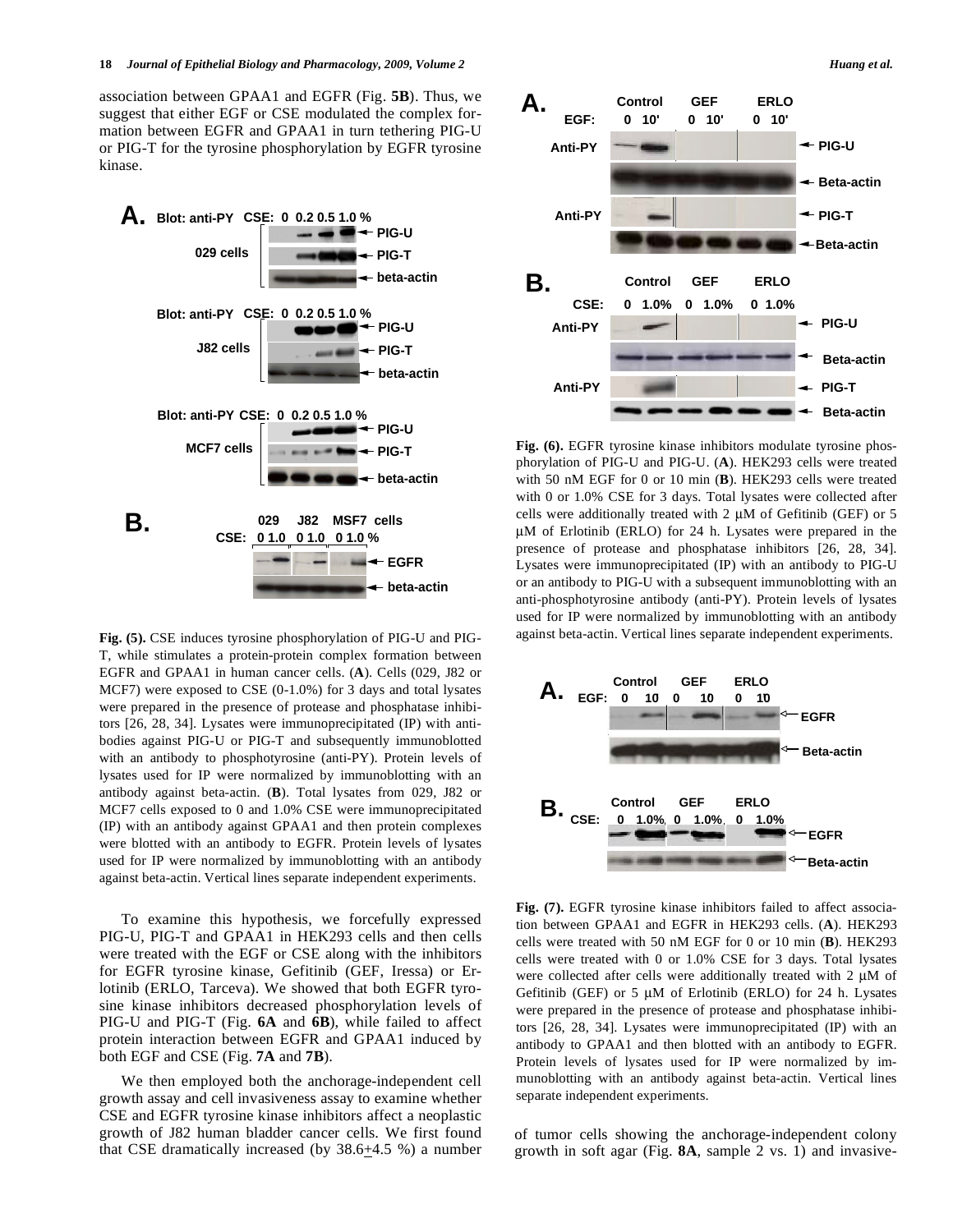association between GPAA1 and EGFR (Fig. **5B**). Thus, we suggest that either EGF or CSE modulated the complex formation between EGFR and GPAA1 in turn tethering PIG-U or PIG-T for the tyrosine phosphorylation by EGFR tyrosine kinase.

**Fig. (5).** CSE induces tyrosine phosphorylation of PIG-U and PIG-T, while stimulates a protein-protein complex formation between EGFR and GPAA1 in human cancer cells. (**A**). Cells (029, J82 or MCF7) were exposed to CSE (0-1.0%) for 3 days and total lysates were prepared in the presence of protease and phosphatase inhibitors [26, 28, 34]. Lysates were immunoprecipitated (IP) with antibodies against PIG-U or PIG-T and subsequently immunoblotted with an antibody to phosphotyrosine (anti-PY). Protein levels of lysates used for IP were normalized by immunoblotting with an antibody against beta-actin. (**B**). Total lysates from 029, J82 or MCF7 cells exposed to 0 and 1.0% CSE were immunoprecipitated (IP) with an antibody against GPAA1 and then protein complexes were blotted with an antibody to EGFR. Protein levels of lysates used for IP were normalized by immunoblotting with an antibody against beta-actin. Vertical lines separate independent experiments.

To examine this hypothesis, we forcefully expressed PIG-U, PIG-T and GPAA1 in HEK293 cells and then cells were treated with the EGF or CSE along with the inhibitors for EGFR tyrosine kinase, Gefitinib (GEF, Iressa) or Erlotinib (ERLO, Tarceva). We showed that both EGFR tyrosine kinase inhibitors decreased phosphorylation levels of PIG-U and PIG-T (Fig. **6A** and **6B**), while failed to affect protein interaction between EGFR and GPAA1 induced by both EGF and CSE (Fig. **7A** and **7B**).

We then employed both the anchorage-independent cell growth assay and cell invasiveness assay to examine whether CSE and EGFR tyrosine kinase inhibitors affect a neoplastic growth of J82 human bladder cancer cells. We first found that CSE dramatically increased (by 38.6+4.5 %) a number of tumor cells showing the anchorage-independent colony growth in soft agar (Fig. **8A**, sample 2 vs. 1) and invasive-

**Fig. (6).** EGFR tyrosine kinase inhibitors modulate tyrosine phosphorylation of PIG-U and PIG-U. (**A**). HEK293 cells were treated with 50 nM EGF for 0 or 10 min (**B**). HEK293 cells were treated with 0 or 1.0% CSE for 3 days. Total lysates were collected after cells were additionally treated with 2 μM of Gefitinib (GEF) or 5 μM of Erlotinib (ERLO) for 24 h. Lysates were prepared in the presence of protease and phosphatase inhibitors [26, 28, 34]. Lysates were immunoprecipitated (IP) with an antibody to PIG-U or an antibody to PIG-U with a subsequent immunoblotting with an anti-phosphotyrosine antibody (anti-PY). Protein levels of lysates used for IP were normalized by immunoblotting with an antibody against beta-actin. Vertical lines separate independent experiments.

**Fig. (7).** EGFR tyrosine kinase inhibitors failed to affect association between GPAA1 and EGFR in HEK293 cells. (**A**). HEK293 cells were treated with 50 nM EGF for 0 or 10 min (**B**). HEK293 cells were treated with 0 or 1.0% CSE for 3 days. Total lysates were collected after cells were additionally treated with 2 μM of Gefitinib (GEF) or 5 μM of Erlotinib (ERLO) for 24 h. Lysates were prepared in the presence of protease and phosphatase inhibitors [26, 28, 34]. Lysates were immunoprecipitated (IP) with an antibody to GPAA1 and then blotted with an antibody to EGFR. Protein levels of lysates used for IP were normalized by immunoblotting with an antibody against beta-actin. Vertical lines separate independent experiments.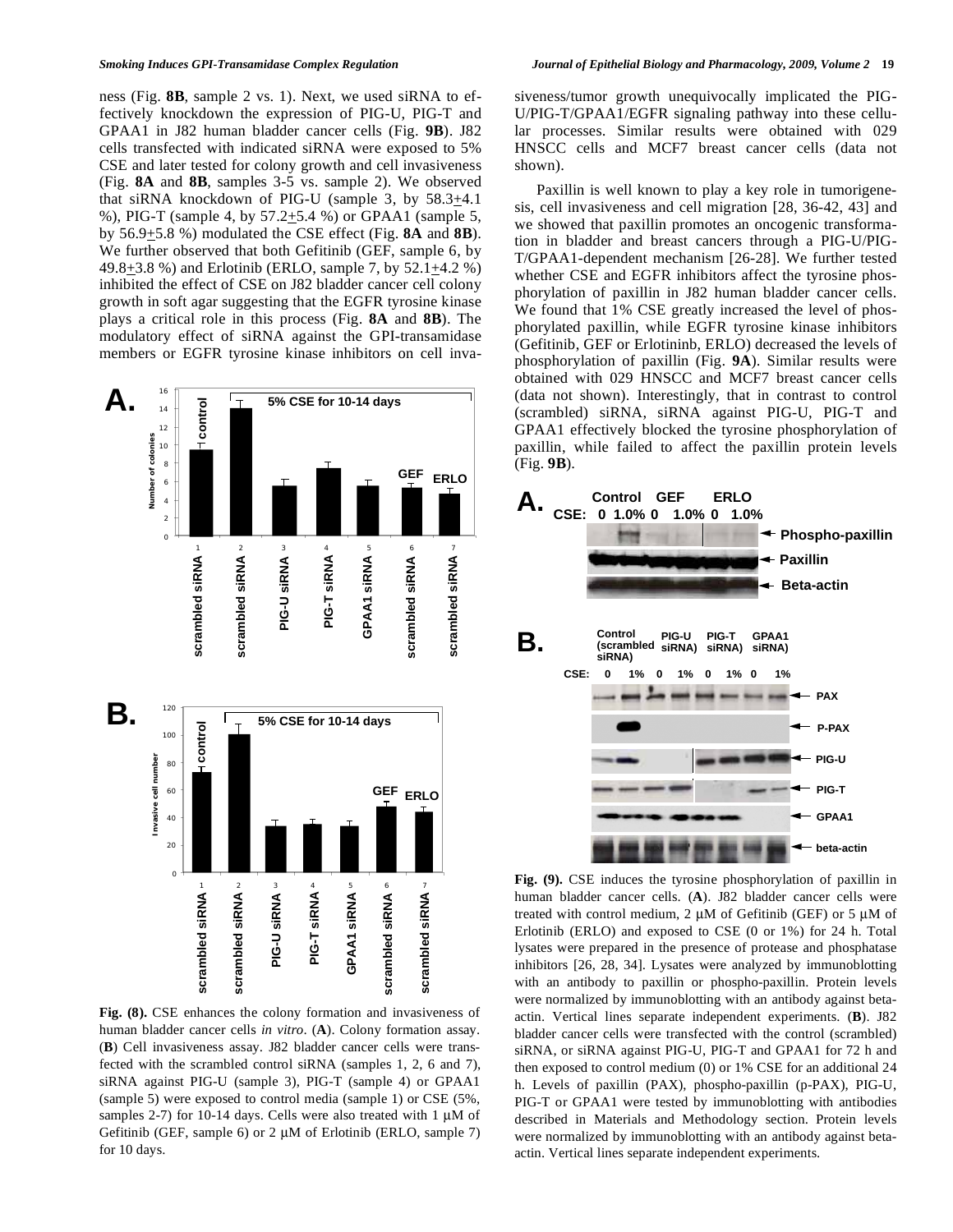ness (Fig. **8B**, sample 2 vs. 1). Next, we used siRNA to effectively knockdown the expression of PIG-U, PIG-T and GPAA1 in J82 human bladder cancer cells (Fig. **9B**). J82 cells transfected with indicated siRNA were exposed to 5% CSE and later tested for colony growth and cell invasiveness (Fig. **8A** and **8B**, samples 3-5 vs. sample 2). We observed that siRNA knockdown of PIG-U (sample 3, by 58.3+4.1 %), PIG-T (sample 4, by 57.2+5.4 %) or GPAA1 (sample 5, by 56.9+5.8 %) modulated the CSE effect (Fig. **8A** and **8B**). We further observed that both Gefitinib (GEF, sample 6, by 49.8+3.8 %) and Erlotinib (ERLO, sample 7, by 52.1+4.2 %) inhibited the effect of CSE on J82 bladder cancer cell colony growth in soft agar suggesting that the EGFR tyrosine kinase plays a critical role in this process (Fig. **8A** and **8B**). The modulatory effect of siRNA against the GPI-transamidase members or EGFR tyrosine kinase inhibitors on cell invasiveness/tumor growth unequivocally implicated the PIG-U/PIG-T/GPAA1/EGFR signaling pathway into these cellular processes. Similar results were obtained with 029 HNSCC cells and MCF7 breast cancer cells (data not shown).

**Fig. (8).** CSE enhances the colony formation and invasiveness of human bladder cancer cells *in vitro*. (**A**). Colony formation assay. (**B**) Cell invasiveness assay. J82 bladder cancer cells were transfected with the scrambled control siRNA (samples 1, 2, 6 and 7), siRNA against PIG-U (sample 3), PIG-T (sample 4) or GPAA1 (sample 5) were exposed to control media (sample 1) or CSE (5%, samples 2-7) for 10-14 days. Cells were also treated with 1 μM of Gefitinib (GEF, sample 6) or 2 μM of Erlotinib (ERLO, sample 7) for 10 days.

Paxillin is well known to play a key role in tumorigenesis, cell invasiveness and cell migration [28, 36-42, 43] and we showed that paxillin promotes an oncogenic transformation in bladder and breast cancers through a PIG-U/PIG-T/GPAA1-dependent mechanism [26-28]. We further tested whether CSE and EGFR inhibitors affect the tyrosine phosphorylation of paxillin in J82 human bladder cancer cells. We found that 1% CSE greatly increased the level of phosphorylated paxillin, while EGFR tyrosine kinase inhibitors (Gefitinib, GEF or Erlotininb, ERLO) decreased the levels of phosphorylation of paxillin (Fig. **9A**). Similar results were obtained with 029 HNSCC and MCF7 breast cancer cells (data not shown). Interestingly, that in contrast to control (scrambled) siRNA, siRNA against PIG-U, PIG-T and GPAA1 effectively blocked the tyrosine phosphorylation of paxillin, while failed to affect the paxillin protein levels (Fig. **9B**).

**Fig. (9).** CSE induces the tyrosine phosphorylation of paxillin in human bladder cancer cells. (**A**). J82 bladder cancer cells were treated with control medium, 2 μM of Gefitinib (GEF) or 5 μM of Erlotinib (ERLO) and exposed to CSE (0 or 1%) for 24 h. Total lysates were prepared in the presence of protease and phosphatase inhibitors [26, 28, 34]. Lysates were analyzed by immunoblotting with an antibody to paxillin or phospho-paxillin. Protein levels were normalized by immunoblotting with an antibody against beta-actin. Vertical lines separate independent experiments. (**B**). J82 bladder cancer cells were transfected with the control (scrambled) siRNA, or siRNA against PIG-U, PIG-T and GPAA1 for 72 h and then exposed to control medium (0) or 1% CSE for an additional 24 h. Levels of paxillin (PAX), phospho-paxillin (p-PAX), PIG-U, PIG-T or GPAA1 were tested by immunoblotting with antibodies described in Materials and Methodology section. Protein levels were normalized by immunoblotting with an antibody against beta-actin. Vertical lines separate independent experiments.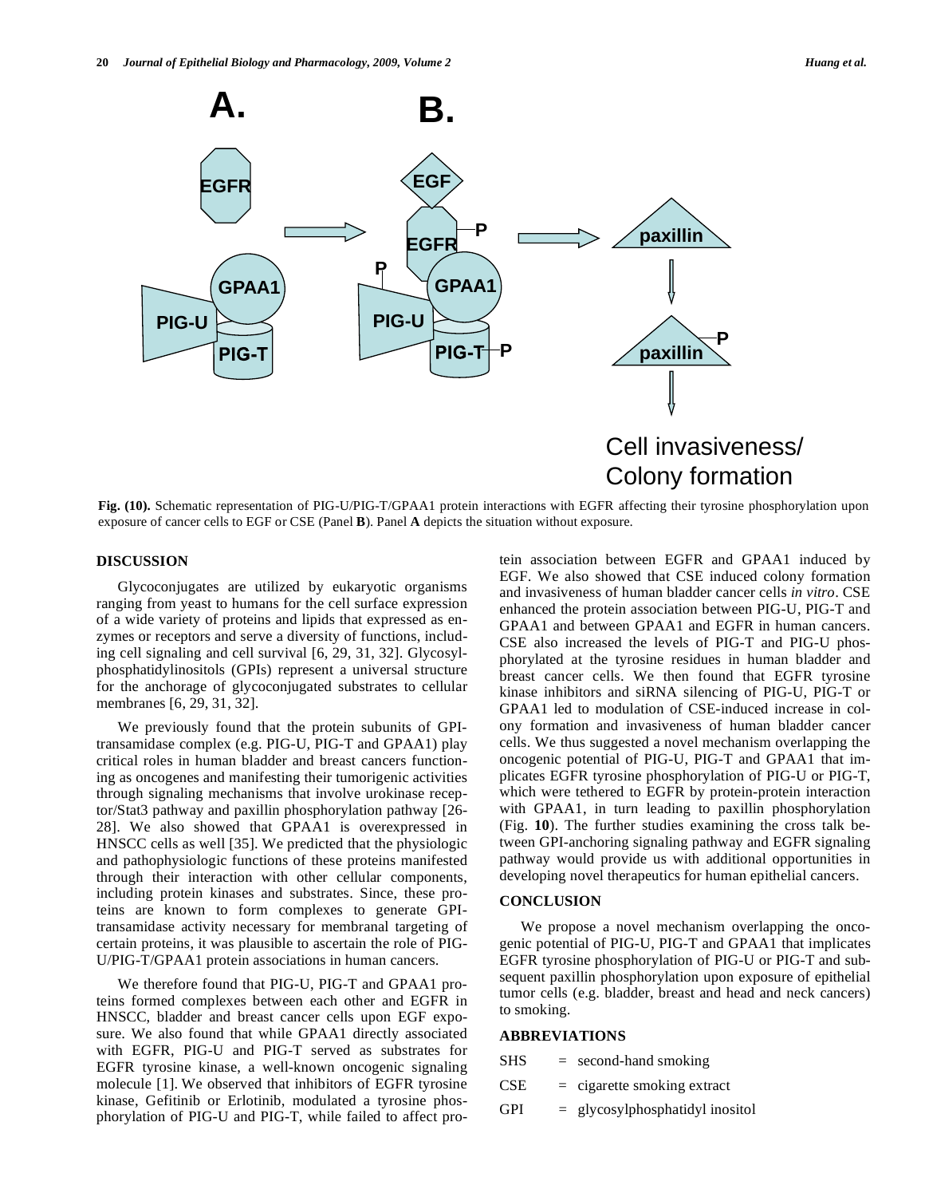**Fig. (10).** Schematic representation of PIG-U/PIG-T/GPAA1 protein interactions with EGFR affecting their tyrosine phosphorylation upon exposure of cancer cells to EGF or CSE (Panel **B**). Panel **A** depicts the situation without exposure.

## DISCUSSION

Glycoconjugates are utilized by eukaryotic organisms ranging from yeast to humans for the cell surface expression of a wide variety of proteins and lipids that expressed as enzymes or receptors and serve a diversity of functions, including cell signaling and cell survival [6, 29, 31, 32]. Glycosylphosphatidylinositols (GPIs) represent a universal structure for the anchorage of glycoconjugated substrates to cellular membranes [6, 29, 31, 32].

We previously found that the protein subunits of GPI-transamidase complex (e.g. PIG-U, PIG-T and GPAA1) play critical roles in human bladder and breast cancers functioning as oncogenes and manifesting their tumorigenic activities through signaling mechanisms that involve urokinase receptor/Stat3 pathway and paxillin phosphorylation pathway [26-28]. We also showed that GPAA1 is overexpressed in HNSCC cells as well [35]. We predicted that the physiologic and pathophysiologic functions of these proteins manifested through their interaction with other cellular components, including protein kinases and substrates. Since, these proteins are known to form complexes to generate GPI-transamidase activity necessary for membranal targeting of certain proteins, it was plausible to ascertain the role of PIG-U/PIG-T/GPAA1 protein associations in human cancers.

We therefore found that PIG-U, PIG-T and GPAA1 proteins formed complexes between each other and EGFR in HNSCC, bladder and breast cancer cells upon EGF exposure. We also found that while GPAA1 directly associated with EGFR, PIG-U and PIG-T served as substrates for EGFR tyrosine kinase, a well-known oncogenic signaling molecule [1]. We observed that inhibitors of EGFR tyrosine kinase, Gefitinib or Erlotinib, modulated a tyrosine phosphorylation of PIG-U and PIG-T, while failed to affect protein association between EGFR and GPAA1 induced by EGF. We also showed that CSE induced colony formation and invasiveness of human bladder cancer cells *in vitro*. CSE enhanced the protein association between PIG-U, PIG-T and GPAA1 and between GPAA1 and EGFR in human cancers. CSE also increased the levels of PIG-T and PIG-U phosphorylated at the tyrosine residues in human bladder and breast cancer cells. We then found that EGFR tyrosine kinase inhibitors and siRNA silencing of PIG-U, PIG-T or GPAA1 led to modulation of CSE-induced increase in colony formation and invasiveness of human bladder cancer cells. We thus suggested a novel mechanism overlapping the oncogenic potential of PIG-U, PIG-T and GPAA1 that implicates EGFR tyrosine phosphorylation of PIG-U or PIG-T, which were tethered to EGFR by protein-protein interaction with GPAA1, in turn leading to paxillin phosphorylation (Fig. **10**). The further studies examining the cross talk between GPI-anchoring signaling pathway and EGFR signaling pathway would provide us with additional opportunities in developing novel therapeutics for human epithelial cancers.

## CONCLUSION

We propose a novel mechanism overlapping the oncogenic potential of PIG-U, PIG-T and GPAA1 that implicates EGFR tyrosine phosphorylation of PIG-U or PIG-T and subsequent paxillin phosphorylation upon exposure of epithelial tumor cells (e.g. bladder, breast and head and neck cancers) to smoking.

## ABBREVIATIONS

| | | |
|---|---|---|
| SHS | = | second-hand smoking |
| CSE | = | cigarette smoking extract |
| GPI | = | glycosylphosphatidyl inositol |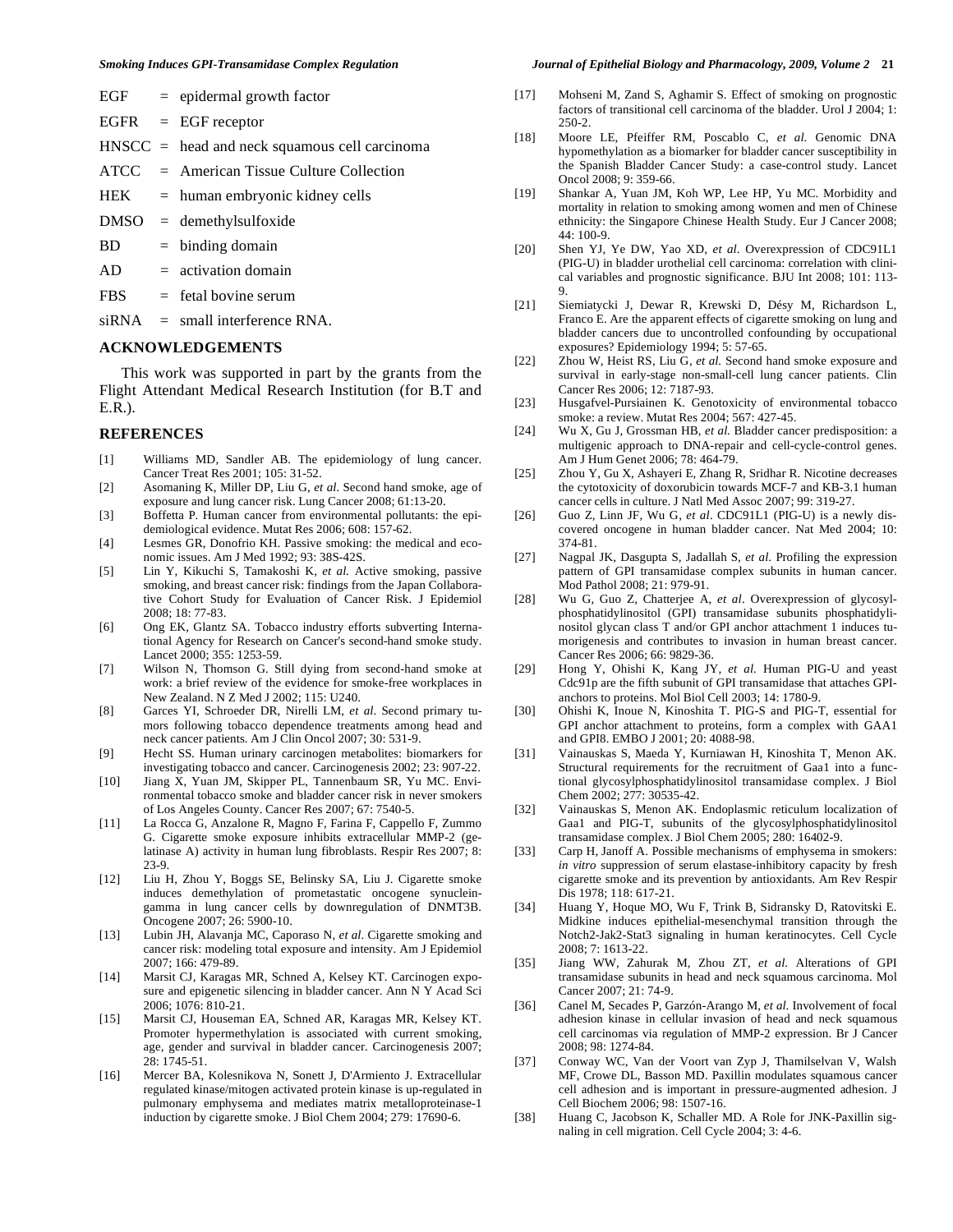EGF = epidermal growth factor

EGFR = EGF receptor

HNSCC = head and neck squamous cell carcinoma

ATCC = American Tissue Culture Collection

HEK = human embryonic kidney cells

DMSO = demethylsulfoxide

BD = binding domain

AD = activation domain

FBS = fetal bovine serum

siRNA = small interference RNA.

## ACKNOWLEDGEMENTS

This work was supported in part by the grants from the Flight Attendant Medical Research Institution (for B.T and E.R.).

## REFERENCES

[1] Williams MD, Sandler AB. The epidemiology of lung cancer. Cancer Treat Res 2001; 105: 31-52.

[2] Asomaning K, Miller DP, Liu G, *et al*. Second hand smoke, age of exposure and lung cancer risk. Lung Cancer 2008; 61:13-20.

[3] Boffetta P. Human cancer from environmental pollutants: the epidemiological evidence. Mutat Res 2006; 608: 157-62.

[4] Lesmes GR, Donofrio KH. Passive smoking: the medical and economic issues. Am J Med 1992; 93: 38S-42S.

[5] Lin Y, Kikuchi S, Tamakoshi K, *et al.* Active smoking, passive smoking, and breast cancer risk: findings from the Japan Collaborative Cohort Study for Evaluation of Cancer Risk. J Epidemiol 2008; 18: 77-83.

[6] Ong EK, Glantz SA. Tobacco industry efforts subverting International Agency for Research on Cancer's second-hand smoke study. Lancet 2000; 355: 1253-59.

[7] Wilson N, Thomson G. Still dying from second-hand smoke at work: a brief review of the evidence for smoke-free workplaces in New Zealand. N Z Med J 2002; 115: U240.

[8] Garces YI, Schroeder DR, Nirelli LM, *et al*. Second primary tumors following tobacco dependence treatments among head and neck cancer patients. Am J Clin Oncol 2007; 30: 531-9.

[9] Hecht SS. Human urinary carcinogen metabolites: biomarkers for investigating tobacco and cancer. Carcinogenesis 2002; 23: 907-22.

[10] Jiang X, Yuan JM, Skipper PL, Tannenbaum SR, Yu MC. Environmental tobacco smoke and bladder cancer risk in never smokers of Los Angeles County. Cancer Res 2007; 67: 7540-5.

[11] La Rocca G, Anzalone R, Magno F, Farina F, Cappello F, Zummo G. Cigarette smoke exposure inhibits extracellular MMP-2 (gelatinase A) activity in human lung fibroblasts. Respir Res 2007; 8: 23-9.

[12] Liu H, Zhou Y, Boggs SE, Belinsky SA, Liu J. Cigarette smoke induces demethylation of prometastatic oncogene synuclein-gamma in lung cancer cells by downregulation of DNMT3B. Oncogene 2007; 26: 5900-10.

[13] Lubin JH, Alavanja MC, Caporaso N, *et al*. Cigarette smoking and cancer risk: modeling total exposure and intensity. Am J Epidemiol 2007; 166: 479-89.

[14] Marsit CJ, Karagas MR, Schned A, Kelsey KT. Carcinogen exposure and epigenetic silencing in bladder cancer. Ann N Y Acad Sci 2006; 1076: 810-21.

[15] Marsit CJ, Houseman EA, Schned AR, Karagas MR, Kelsey KT. Promoter hypermethylation is associated with current smoking, age, gender and survival in bladder cancer. Carcinogenesis 2007; 28: 1745-51.

[16] Mercer BA, Kolesnikova N, Sonett J, D'Armiento J. Extracellular regulated kinase/mitogen activated protein kinase is up-regulated in pulmonary emphysema and mediates matrix metalloproteinase-1 induction by cigarette smoke. J Biol Chem 2004; 279: 17690-6.

[17] Mohseni M, Zand S, Aghamir S. Effect of smoking on prognostic factors of transitional cell carcinoma of the bladder. Urol J 2004; 1: 250-2.

[18] Moore LE, Pfeiffer RM, Poscablo C, *et al.* Genomic DNA hypomethylation as a biomarker for bladder cancer susceptibility in the Spanish Bladder Cancer Study: a case-control study. Lancet Oncol 2008; 9: 359-66.

[19] Shankar A, Yuan JM, Koh WP, Lee HP, Yu MC. Morbidity and mortality in relation to smoking among women and men of Chinese ethnicity: the Singapore Chinese Health Study. Eur J Cancer 2008; 44: 100-9.

[20] Shen YJ, Ye DW, Yao XD, *et al*. Overexpression of CDC91L1 (PIG-U) in bladder urothelial cell carcinoma: correlation with clinical variables and prognostic significance. BJU Int 2008; 101: 113-9.

[21] Siemiatycki J, Dewar R, Krewski D, Désy M, Richardson L, Franco E. Are the apparent effects of cigarette smoking on lung and bladder cancers due to uncontrolled confounding by occupational exposures? Epidemiology 1994; 5: 57-65.

[22] Zhou W, Heist RS, Liu G, *et al.* Second hand smoke exposure and survival in early-stage non-small-cell lung cancer patients. Clin Cancer Res 2006; 12: 7187-93.

[23] Husgafvel-Pursiainen K. Genotoxicity of environmental tobacco smoke: a review. Mutat Res 2004; 567: 427-45.

[24] Wu X, Gu J, Grossman HB, *et al.* Bladder cancer predisposition: a multigenic approach to DNA-repair and cell-cycle-control genes. Am J Hum Genet 2006; 78: 464-79.

[25] Zhou Y, Gu X, Ashayeri E, Zhang R, Sridhar R. Nicotine decreases the cytotoxicity of doxorubicin towards MCF-7 and KB-3.1 human cancer cells in culture. J Natl Med Assoc 2007; 99: 319-27.

[26] Guo Z, Linn JF, Wu G, *et al*. CDC91L1 (PIG-U) is a newly discovered oncogene in human bladder cancer. Nat Med 2004; 10: 374-81.

[27] Nagpal JK, Dasgupta S, Jadallah S, *et al.* Profiling the expression pattern of GPI transamidase complex subunits in human cancer. Mod Pathol 2008; 21: 979-91.

[28] Wu G, Guo Z, Chatterjee A, *et al*. Overexpression of glycosylphosphatidylinositol (GPI) transamidase subunits phosphatidylinositol glycan class T and/or GPI anchor attachment 1 induces tumorigenesis and contributes to invasion in human breast cancer. Cancer Res 2006; 66: 9829-36.

[29] Hong Y, Ohishi K, Kang JY, *et al.* Human PIG-U and yeast Cdc91p are the fifth subunit of GPI transamidase that attaches GPI-anchors to proteins. Mol Biol Cell 2003; 14: 1780-9.

[30] Ohishi K, Inoue N, Kinoshita T. PIG-S and PIG-T, essential for GPI anchor attachment to proteins, form a complex with GAA1 and GPI8. EMBO J 2001; 20: 4088-98.

[31] Vainauskas S, Maeda Y, Kurniawan H, Kinoshita T, Menon AK. Structural requirements for the recruitment of Gaa1 into a functional glycosylphosphatidylinositol transamidase complex. J Biol Chem 2002; 277: 30535-42.

[32] Vainauskas S, Menon AK. Endoplasmic reticulum localization of Gaa1 and PIG-T, subunits of the glycosylphosphatidylinositol transamidase complex. J Biol Chem 2005; 280: 16402-9.

[33] Carp H, Janoff A. Possible mechanisms of emphysema in smokers: *in vitro* suppression of serum elastase-inhibitory capacity by fresh cigarette smoke and its prevention by antioxidants. Am Rev Respir Dis 1978; 118: 617-21.

[34] Huang Y, Hoque MO, Wu F, Trink B, Sidransky D, Ratovitski E. Midkine induces epithelial-mesenchymal transition through the Notch2-Jak2-Stat3 signaling in human keratinocytes. Cell Cycle 2008; 7: 1613-22.

[35] Jiang WW, Zahurak M, Zhou ZT, *et al.* Alterations of GPI transamidase subunits in head and neck squamous carcinoma. Mol Cancer 2007; 21: 74-9.

[36] Canel M, Secades P, Garzón-Arango M, *et al.* Involvement of focal adhesion kinase in cellular invasion of head and neck squamous cell carcinomas via regulation of MMP-2 expression. Br J Cancer 2008; 98: 1274-84.

[37] Conway WC, Van der Voort van Zyp J, Thamilselvan V, Walsh MF, Crowe DL, Basson MD. Paxillin modulates squamous cancer cell adhesion and is important in pressure-augmented adhesion. J Cell Biochem 2006; 98: 1507-16.

[38] Huang C, Jacobson K, Schaller MD. A Role for JNK-Paxillin signaling in cell migration. Cell Cycle 2004; 3: 4-6.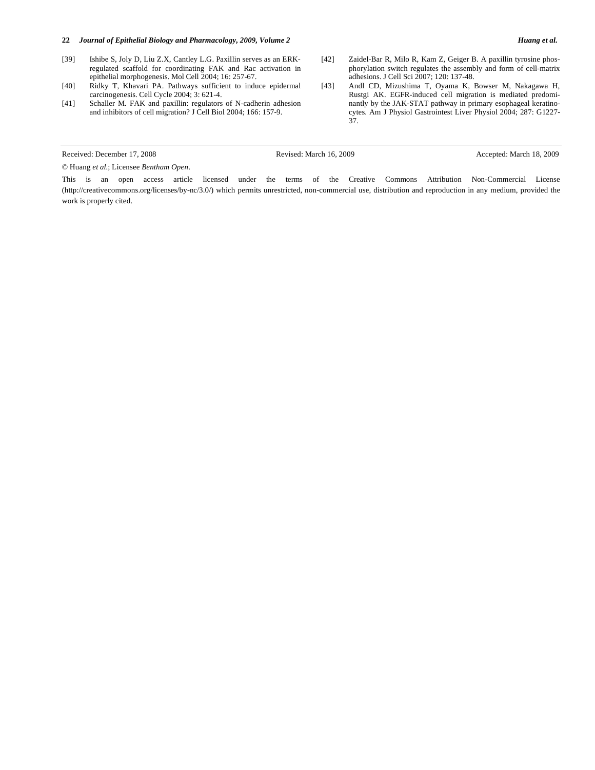[39] Ishibe S, Joly D, Liu Z.X, Cantley L.G. Paxillin serves as an ERK-regulated scaffold for coordinating FAK and Rac activation in epithelial morphogenesis. Mol Cell 2004; 16: 257-67.

[40] Ridky T, Khavari PA. Pathways sufficient to induce epidermal carcinogenesis. Cell Cycle 2004; 3: 621-4.

[41] Schaller M. FAK and paxillin: regulators of N-cadherin adhesion and inhibitors of cell migration? J Cell Biol 2004; 166: 157-9.

[42] Zaidel-Bar R, Milo R, Kam Z, Geiger B. A paxillin tyrosine phosphorylation switch regulates the assembly and form of cell-matrix adhesions. J Cell Sci 2007; 120: 137-48.

[43] Andl CD, Mizushima T, Oyama K, Bowser M, Nakagawa H, Rustgi AK. EGFR-induced cell migration is mediated predominantly by the JAK-STAT pathway in primary esophageal keratinocytes. Am J Physiol Gastrointest Liver Physiol 2004; 287: G1227-37.

---

Received: December 17, 2008 Revised: March 16, 2009 Accepted: March 18, 2009

© Huang *et al.*; Licensee *Bentham Open*.

This is an open access article licensed under the terms of the Creative Commons Attribution Non-Commercial License (http://creativecommons.org/licenses/by-nc/3.0/) which permits unrestricted, non-commercial use, distribution and reproduction in any medium, provided the work is properly cited.